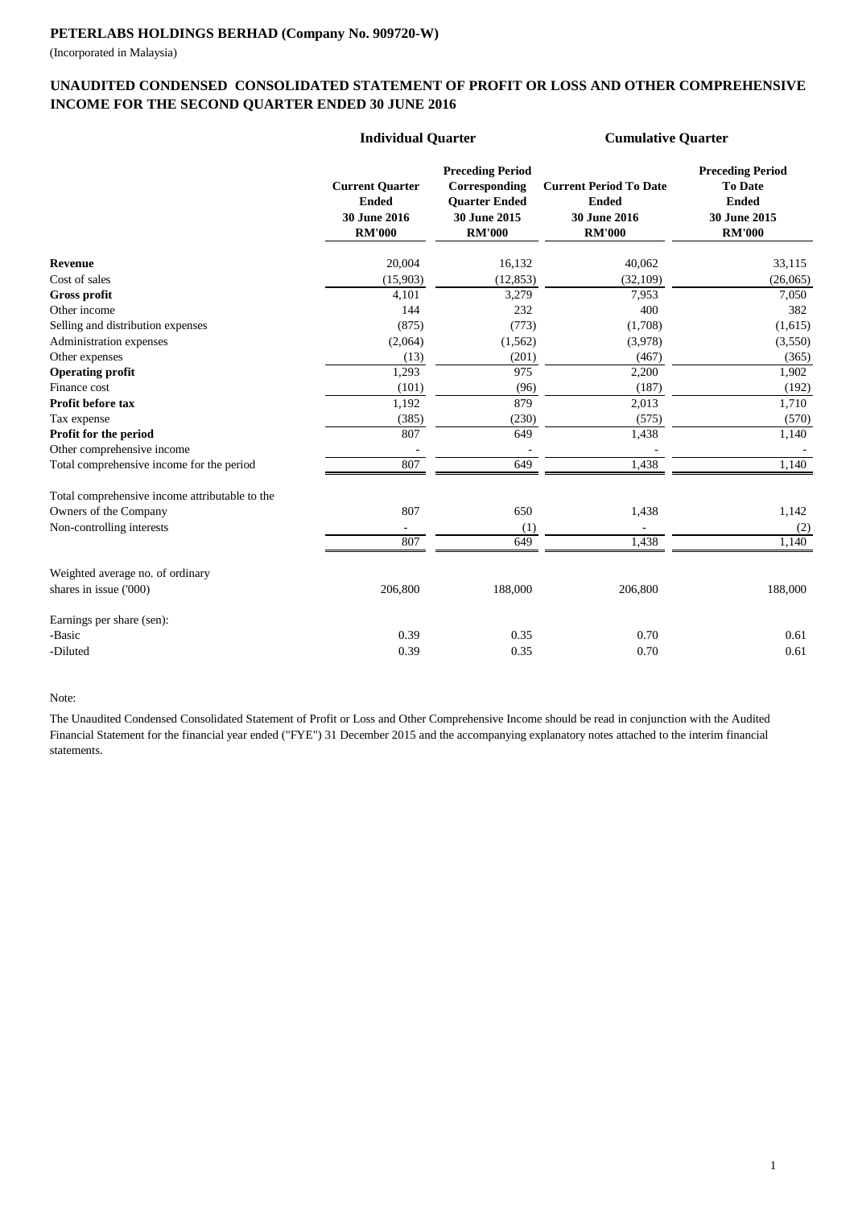**PETERLABS HOLDINGS BERHAD (Company No. 909720-W)**

(Incorporated in Malaysia)

## UNAUDITED CONDENSED CONSOLIDATED STATEMENT OF PROFIT OR LOSS AND OTHER COMPREHENSIVE INCOME FOR THE SECOND QUARTER ENDED 30 JUNE 2016

| | Individual Quarter | | Cumulative Quarter | |
|---|---|---|---|---|
| | **Current Quarter Ended 30 June 2016 RM'000** | **Preceding Period Corresponding Quarter Ended 30 June 2015 RM'000** | **Current Period To Date Ended 30 June 2016 RM'000** | **Preceding Period To Date Ended 30 June 2015 RM'000** |
| **Revenue** | 20,004 | 16,132 | 40,062 | 33,115 |
| Cost of sales | (15,903) | (12,853) | (32,109) | (26,065) |
| **Gross profit** | 4,101 | 3,279 | 7,953 | 7,050 |
| Other income | 144 | 232 | 400 | 382 |
| Selling and distribution expenses | (875) | (773) | (1,708) | (1,615) |
| Administration expenses | (2,064) | (1,562) | (3,978) | (3,550) |
| Other expenses | (13) | (201) | (467) | (365) |
| **Operating profit** | 1,293 | 975 | 2,200 | 1,902 |
| Finance cost | (101) | (96) | (187) | (192) |
| **Profit before tax** | 1,192 | 879 | 2,013 | 1,710 |
| Tax expense | (385) | (230) | (575) | (570) |
| **Profit for the period** | 807 | 649 | 1,438 | 1,140 |
| Other comprehensive income | - | - | - | - |
| Total comprehensive income for the period | 807 | 649 | 1,438 | 1,140 |
| | | | | |
| Total comprehensive income attributable to the | | | | |
| Owners of the Company | 807 | 650 | 1,438 | 1,142 |
| Non-controlling interests | - | (1) | - | (2) |
| | 807 | 649 | 1,438 | 1,140 |
| | | | | |
| Weighted average no. of ordinary shares in issue ('000) | 206,800 | 188,000 | 206,800 | 188,000 |
| | | | | |
| Earnings per share (sen): | | | | |
| -Basic | 0.39 | 0.35 | 0.70 | 0.61 |
| -Diluted | 0.39 | 0.35 | 0.70 | 0.61 |

Note:

The Unaudited Condensed Consolidated Statement of Profit or Loss and Other Comprehensive Income should be read in conjunction with the Audited Financial Statement for the financial year ended ("FYE") 31 December 2015 and the accompanying explanatory notes attached to the interim financial statements.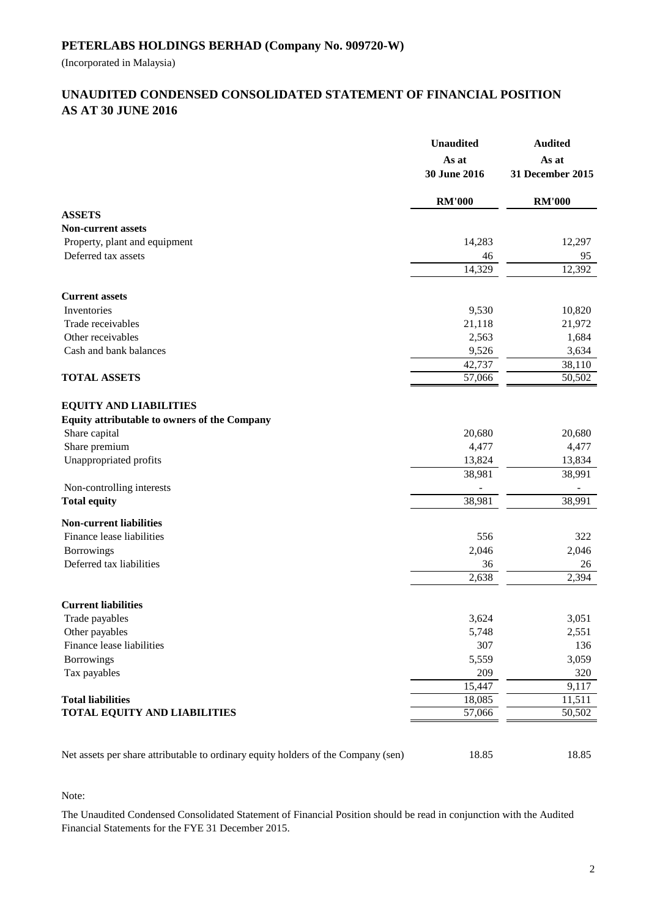# PETERLABS HOLDINGS BERHAD (Company No. 909720-W)

(Incorporated in Malaysia)

## UNAUDITED CONDENSED CONSOLIDATED STATEMENT OF FINANCIAL POSITION AS AT 30 JUNE 2016

| | Unaudited As at 30 June 2016 | Audited As at 31 December 2015 |
|---|---|---|
| | RM'000 | RM'000 |
| **ASSETS** | | |
| **Non-current assets** | | |
| Property, plant and equipment | 14,283 | 12,297 |
| Deferred tax assets | 46 | 95 |
| | 14,329 | 12,392 |
| **Current assets** | | |
| Inventories | 9,530 | 10,820 |
| Trade receivables | 21,118 | 21,972 |
| Other receivables | 2,563 | 1,684 |
| Cash and bank balances | 9,526 | 3,634 |
| | 42,737 | 38,110 |
| **TOTAL ASSETS** | 57,066 | 50,502 |
| **EQUITY AND LIABILITIES** | | |
| **Equity attributable to owners of the Company** | | |
| Share capital | 20,680 | 20,680 |
| Share premium | 4,477 | 4,477 |
| Unappropriated profits | 13,824 | 13,834 |
| | 38,981 | 38,991 |
| Non-controlling interests | - | - |
| **Total equity** | 38,981 | 38,991 |
| **Non-current liabilities** | | |
| Finance lease liabilities | 556 | 322 |
| Borrowings | 2,046 | 2,046 |
| Deferred tax liabilities | 36 | 26 |
| | 2,638 | 2,394 |
| **Current liabilities** | | |
| Trade payables | 3,624 | 3,051 |
| Other payables | 5,748 | 2,551 |
| Finance lease liabilities | 307 | 136 |
| Borrowings | 5,559 | 3,059 |
| Tax payables | 209 | 320 |
| | 15,447 | 9,117 |
| **Total liabilities** | 18,085 | 11,511 |
| **TOTAL EQUITY AND LIABILITIES** | 57,066 | 50,502 |
| Net assets per share attributable to ordinary equity holders of the Company (sen) | 18.85 | 18.85 |

Note:

The Unaudited Condensed Consolidated Statement of Financial Position should be read in conjunction with the Audited Financial Statements for the FYE 31 December 2015.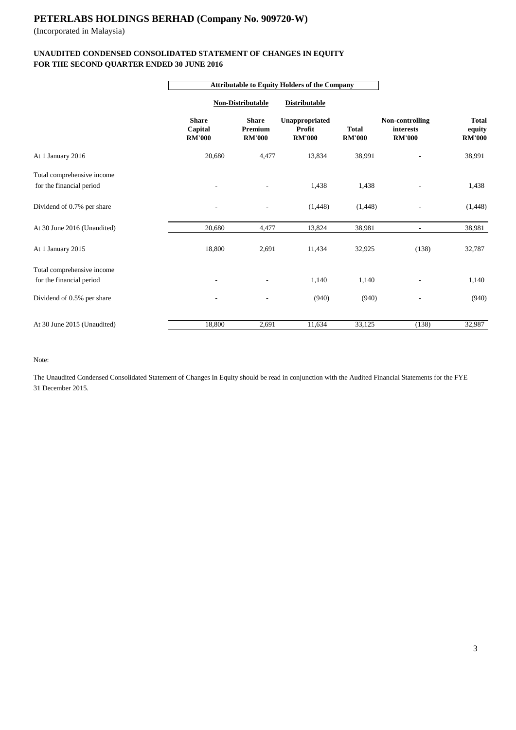# PETERLABS HOLDINGS BERHAD (Company No. 909720-W)

(Incorporated in Malaysia)

## UNAUDITED CONDENSED CONSOLIDATED STATEMENT OF CHANGES IN EQUITY
## FOR THE SECOND QUARTER ENDED 30 JUNE 2016

| | Attributable to Equity Holders of the Company | | | | | |
|---|---|---|---|---|---|---|
| | Non-Distributable | | Distributable | | | |
| | **Share Capital RM'000** | **Share Premium RM'000** | **Unappropriated Profit RM'000** | **Total RM'000** | **Non-controlling interests RM'000** | **Total equity RM'000** |
| At 1 January 2016 | 20,680 | 4,477 | 13,834 | 38,991 | - | 38,991 |
| Total comprehensive income for the financial period | - | - | 1,438 | 1,438 | - | 1,438 |
| Dividend of 0.7% per share | - | - | (1,448) | (1,448) | - | (1,448) |
| At 30 June 2016 (Unaudited) | 20,680 | 4,477 | 13,824 | 38,981 | - | 38,981 |
| At 1 January 2015 | 18,800 | 2,691 | 11,434 | 32,925 | (138) | 32,787 |
| Total comprehensive income for the financial period | - | - | 1,140 | 1,140 | - | 1,140 |
| Dividend of 0.5% per share | - | - | (940) | (940) | - | (940) |
| At 30 June 2015 (Unaudited) | 18,800 | 2,691 | 11,634 | 33,125 | (138) | 32,987 |

Note:

The Unaudited Condensed Consolidated Statement of Changes In Equity should be read in conjunction with the Audited Financial Statements for the FYE 31 December 2015.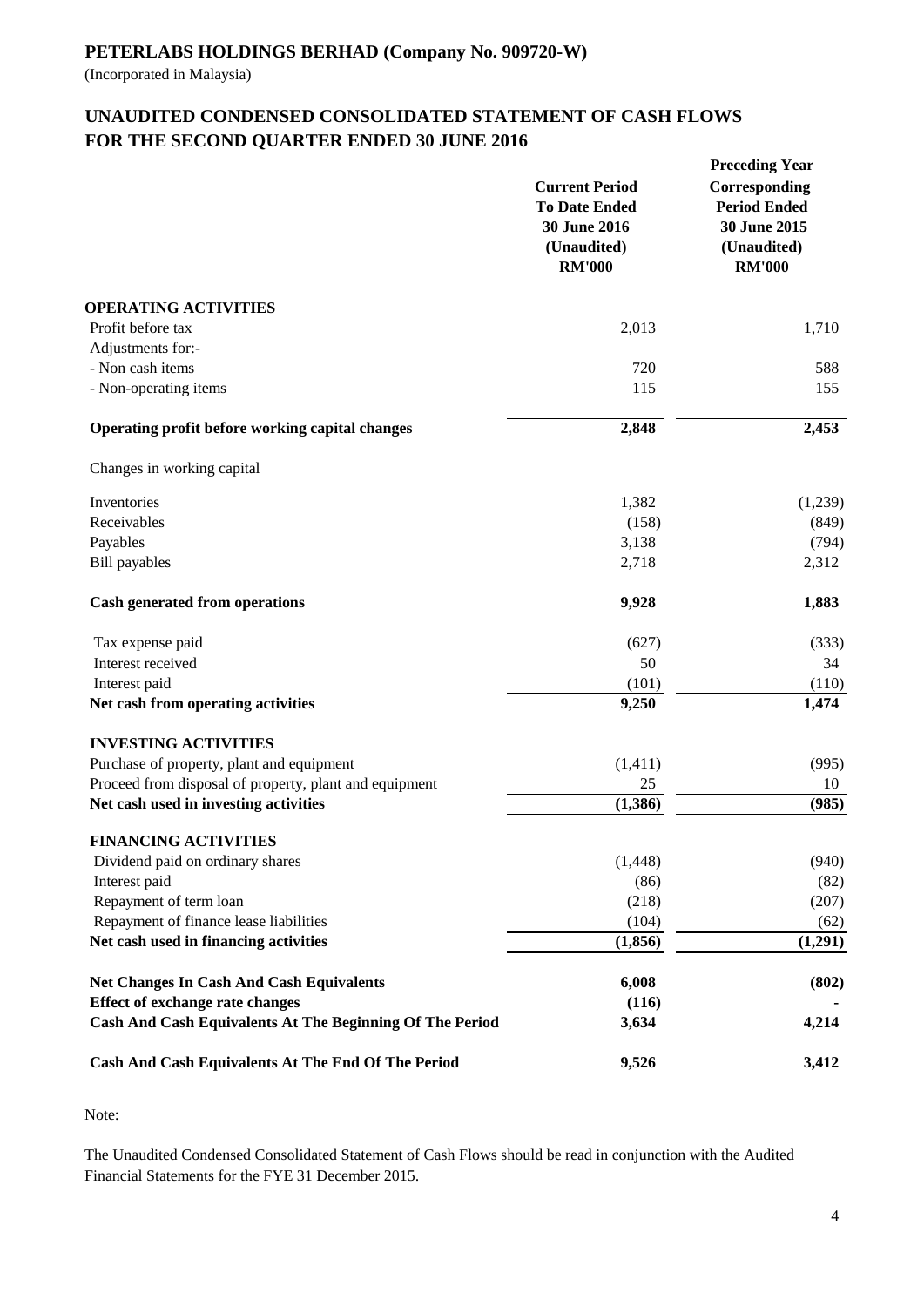# PETERLABS HOLDINGS BERHAD (Company No. 909720-W)

(Incorporated in Malaysia)

## UNAUDITED CONDENSED CONSOLIDATED STATEMENT OF CASH FLOWS FOR THE SECOND QUARTER ENDED 30 JUNE 2016

| | Current Period To Date Ended 30 June 2016 (Unaudited) RM'000 | Preceding Year Corresponding Period Ended 30 June 2015 (Unaudited) RM'000 |
|---|---|---|
| **OPERATING ACTIVITIES** | | |
| Profit before tax | 2,013 | 1,710 |
| Adjustments for:- | | |
| - Non cash items | 720 | 588 |
| - Non-operating items | 115 | 155 |
| **Operating profit before working capital changes** | **2,848** | **2,453** |
| Changes in working capital | | |
| Inventories | 1,382 | (1,239) |
| Receivables | (158) | (849) |
| Payables | 3,138 | (794) |
| Bill payables | 2,718 | 2,312 |
| **Cash generated from operations** | **9,928** | **1,883** |
| Tax expense paid | (627) | (333) |
| Interest received | 50 | 34 |
| Interest paid | (101) | (110) |
| **Net cash from operating activities** | **9,250** | **1,474** |
| **INVESTING ACTIVITIES** | | |
| Purchase of property, plant and equipment | (1,411) | (995) |
| Proceed from disposal of property, plant and equipment | 25 | 10 |
| **Net cash used in investing activities** | **(1,386)** | **(985)** |
| **FINANCING ACTIVITIES** | | |
| Dividend paid on ordinary shares | (1,448) | (940) |
| Interest paid | (86) | (82) |
| Repayment of term loan | (218) | (207) |
| Repayment of finance lease liabilities | (104) | (62) |
| **Net cash used in financing activities** | **(1,856)** | **(1,291)** |
| **Net Changes In Cash And Cash Equivalents** | **6,008** | **(802)** |
| **Effect of exchange rate changes** | **(116)** | **-** |
| **Cash And Cash Equivalents At The Beginning Of The Period** | **3,634** | **4,214** |
| **Cash And Cash Equivalents At The End Of The Period** | **9,526** | **3,412** |

Note:

The Unaudited Condensed Consolidated Statement of Cash Flows should be read in conjunction with the Audited Financial Statements for the FYE 31 December 2015.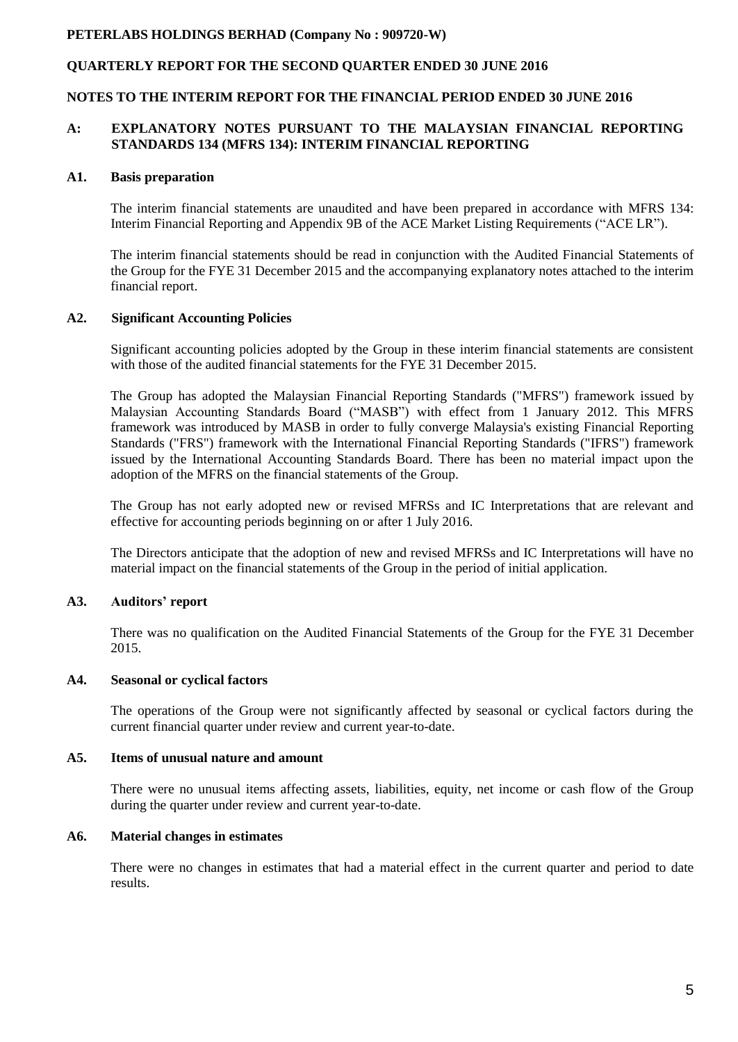**PETERLABS HOLDINGS BERHAD (Company No : 909720-W)**

**QUARTERLY REPORT FOR THE SECOND QUARTER ENDED 30 JUNE 2016**

**NOTES TO THE INTERIM REPORT FOR THE FINANCIAL PERIOD ENDED 30 JUNE 2016**

## A: EXPLANATORY NOTES PURSUANT TO THE MALAYSIAN FINANCIAL REPORTING STANDARDS 134 (MFRS 134): INTERIM FINANCIAL REPORTING

### A1. Basis preparation

The interim financial statements are unaudited and have been prepared in accordance with MFRS 134: Interim Financial Reporting and Appendix 9B of the ACE Market Listing Requirements ("ACE LR").

The interim financial statements should be read in conjunction with the Audited Financial Statements of the Group for the FYE 31 December 2015 and the accompanying explanatory notes attached to the interim financial report.

### A2. Significant Accounting Policies

Significant accounting policies adopted by the Group in these interim financial statements are consistent with those of the audited financial statements for the FYE 31 December 2015.

The Group has adopted the Malaysian Financial Reporting Standards ("MFRS") framework issued by Malaysian Accounting Standards Board ("MASB") with effect from 1 January 2012. This MFRS framework was introduced by MASB in order to fully converge Malaysia's existing Financial Reporting Standards ("FRS") framework with the International Financial Reporting Standards ("IFRS") framework issued by the International Accounting Standards Board. There has been no material impact upon the adoption of the MFRS on the financial statements of the Group.

The Group has not early adopted new or revised MFRSs and IC Interpretations that are relevant and effective for accounting periods beginning on or after 1 July 2016.

The Directors anticipate that the adoption of new and revised MFRSs and IC Interpretations will have no material impact on the financial statements of the Group in the period of initial application.

### A3. Auditors' report

There was no qualification on the Audited Financial Statements of the Group for the FYE 31 December 2015.

### A4. Seasonal or cyclical factors

The operations of the Group were not significantly affected by seasonal or cyclical factors during the current financial quarter under review and current year-to-date.

### A5. Items of unusual nature and amount

There were no unusual items affecting assets, liabilities, equity, net income or cash flow of the Group during the quarter under review and current year-to-date.

### A6. Material changes in estimates

There were no changes in estimates that had a material effect in the current quarter and period to date results.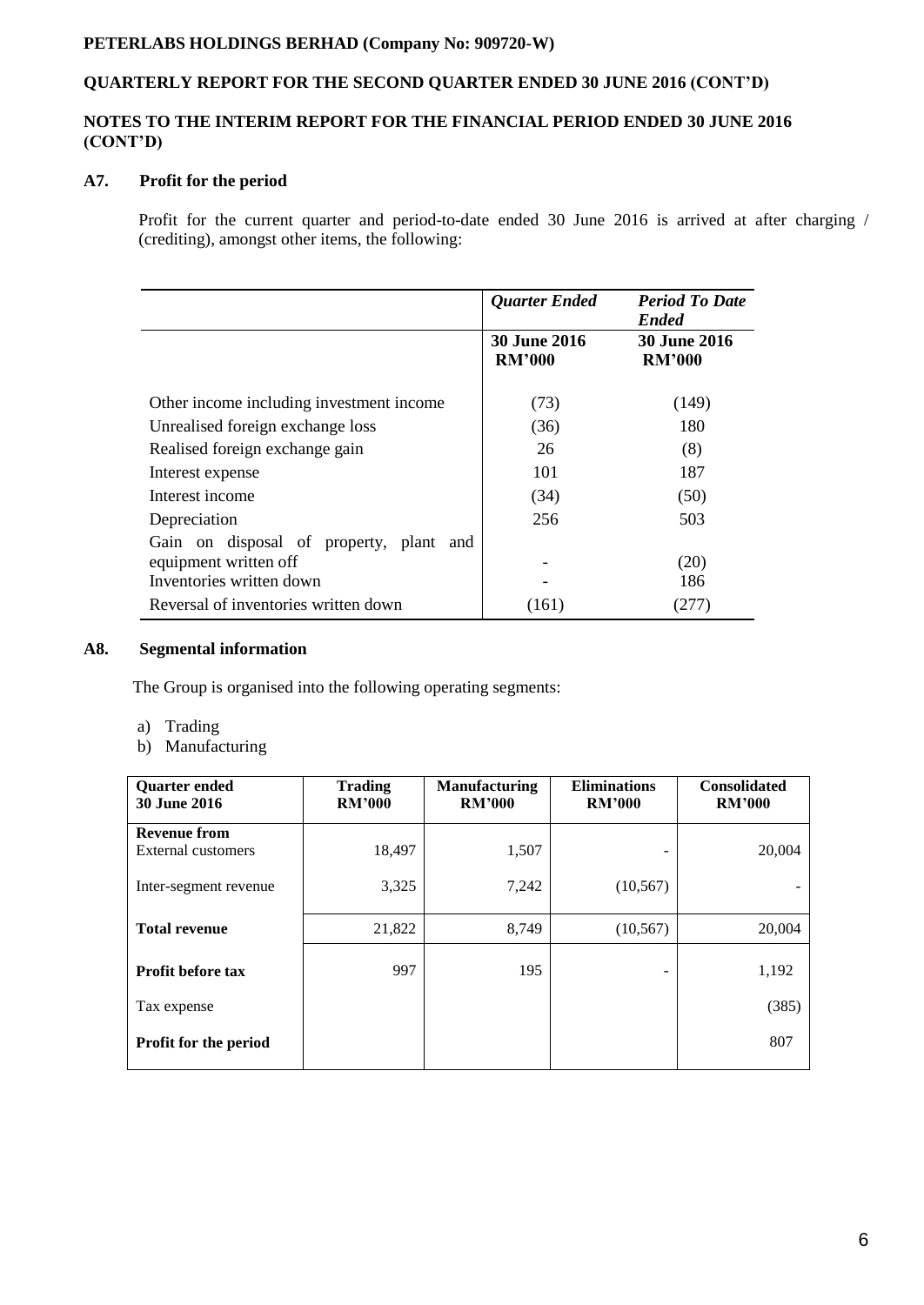**PETERLABS HOLDINGS BERHAD (Company No: 909720-W)**

**QUARTERLY REPORT FOR THE SECOND QUARTER ENDED 30 JUNE 2016 (CONT'D)**

**NOTES TO THE INTERIM REPORT FOR THE FINANCIAL PERIOD ENDED 30 JUNE 2016 (CONT'D)**

## A7. Profit for the period

Profit for the current quarter and period-to-date ended 30 June 2016 is arrived at after charging / (crediting), amongst other items, the following:

| | ***Quarter Ended*** | ***Period To Date Ended*** |
|---|---|---|
| | **30 June 2016 RM'000** | **30 June 2016 RM'000** |
| Other income including investment income | (73) | (149) |
| Unrealised foreign exchange loss | (36) | 180 |
| Realised foreign exchange gain | 26 | (8) |
| Interest expense | 101 | 187 |
| Interest income | (34) | (50) |
| Depreciation | 256 | 503 |
| Gain on disposal of property, plant and equipment written off | - | (20) |
| Inventories written down | - | 186 |
| Reversal of inventories written down | (161) | (277) |

## A8. Segmental information

The Group is organised into the following operating segments:

a) Trading
b) Manufacturing

| **Quarter ended 30 June 2016** | **Trading RM'000** | **Manufacturing RM'000** | **Eliminations RM'000** | **Consolidated RM'000** |
|---|---|---|---|---|
| **Revenue from** External customers | 18,497 | 1,507 | - | 20,004 |
| Inter-segment revenue | 3,325 | 7,242 | (10,567) | - |
| **Total revenue** | 21,822 | 8,749 | (10,567) | 20,004 |
| **Profit before tax** | 997 | 195 | - | 1,192 |
| Tax expense | | | | (385) |
| **Profit for the period** | | | | 807 |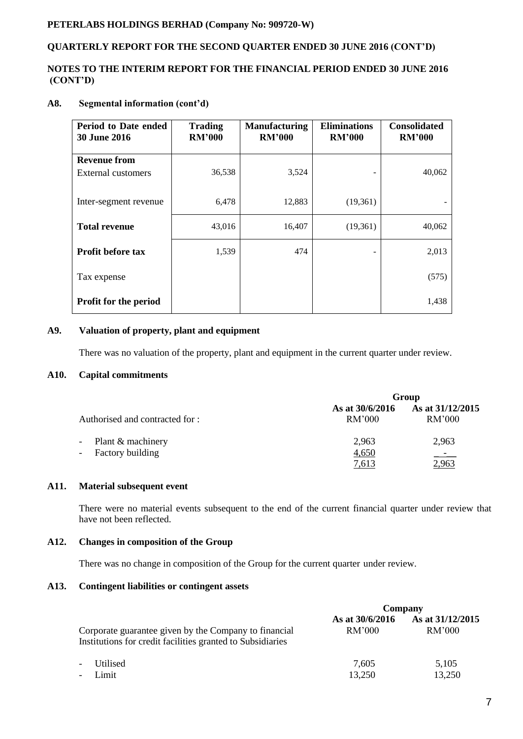**PETERLABS HOLDINGS BERHAD (Company No: 909720-W)**

**QUARTERLY REPORT FOR THE SECOND QUARTER ENDED 30 JUNE 2016 (CONT'D)**

**NOTES TO THE INTERIM REPORT FOR THE FINANCIAL PERIOD ENDED 30 JUNE 2016 (CONT'D)**

## A8. Segmental information (cont'd)

| Period to Date ended 30 June 2016 | Trading RM'000 | Manufacturing RM'000 | Eliminations RM'000 | Consolidated RM'000 |
|---|---|---|---|---|
| **Revenue from** External customers | 36,538 | 3,524 | - | 40,062 |
| Inter-segment revenue | 6,478 | 12,883 | (19,361) | - |
| **Total revenue** | 43,016 | 16,407 | (19,361) | 40,062 |
| **Profit before tax** | 1,539 | 474 | - | 2,013 |
| Tax expense | | | | (575) |
| **Profit for the period** | | | | 1,438 |

## A9. Valuation of property, plant and equipment

There was no valuation of the property, plant and equipment in the current quarter under review.

## A10. Capital commitments

| | Group | |
|---|---|---|
| Authorised and contracted for : | **As at 30/6/2016** RM'000 | **As at 31/12/2015** RM'000 |
| - Plant & machinery | 2,963 | 2,963 |
| - Factory building | 4,650 | - |
| | 7,613 | 2,963 |

## A11. Material subsequent event

There were no material events subsequent to the end of the current financial quarter under review that have not been reflected.

## A12. Changes in composition of the Group

There was no change in composition of the Group for the current quarter under review.

## A13. Contingent liabilities or contingent assets

| | Company | |
|---|---|---|
| Corporate guarantee given by the Company to financial Institutions for credit facilities granted to Subsidiaries | **As at 30/6/2016** RM'000 | **As at 31/12/2015** RM'000 |
| - Utilised | 7,605 | 5,105 |
| - Limit | 13,250 | 13,250 |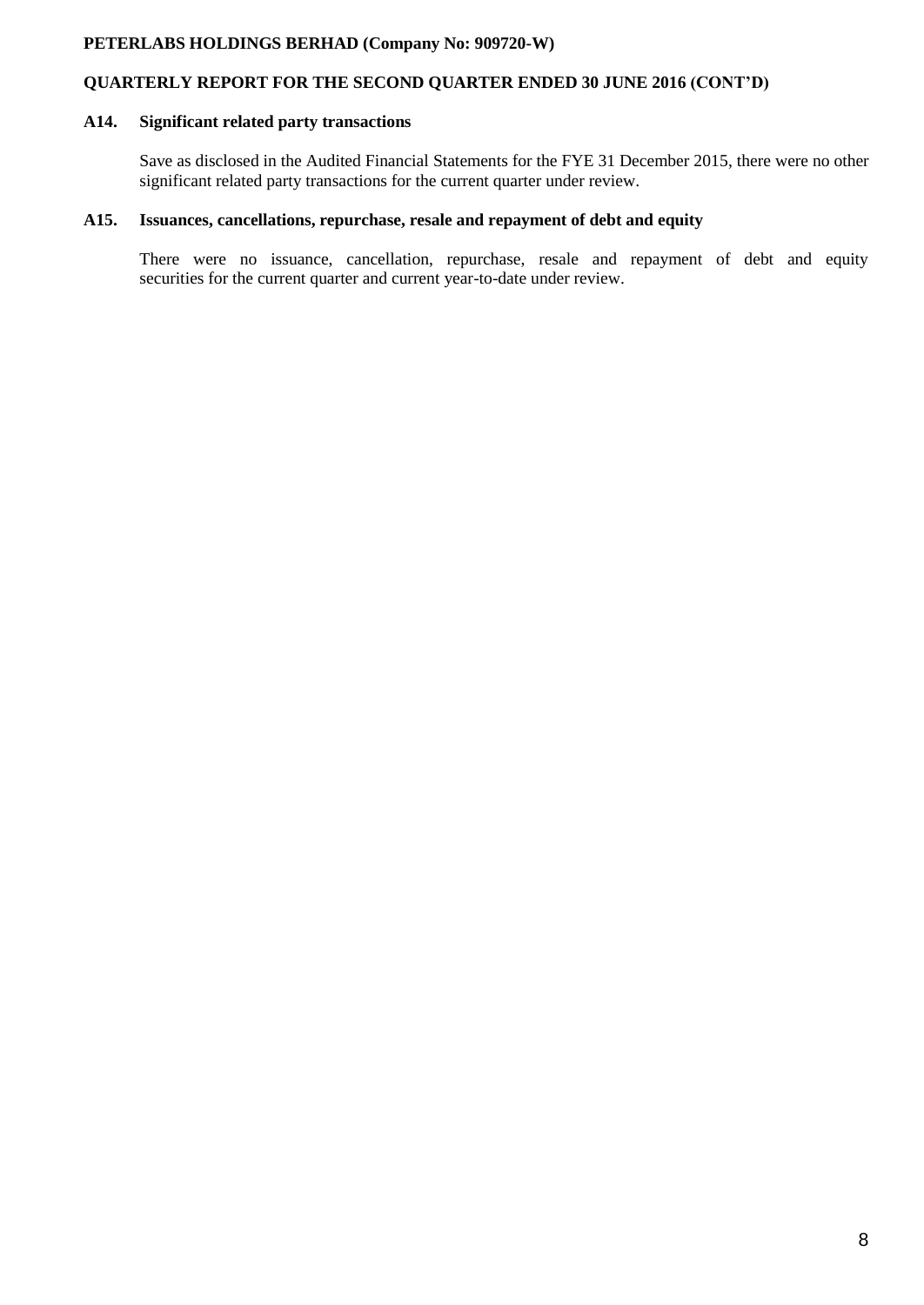## A14. Significant related party transactions

Save as disclosed in the Audited Financial Statements for the FYE 31 December 2015, there were no other significant related party transactions for the current quarter under review.

## A15. Issuances, cancellations, repurchase, resale and repayment of debt and equity

There were no issuance, cancellation, repurchase, resale and repayment of debt and equity securities for the current quarter and current year-to-date under review.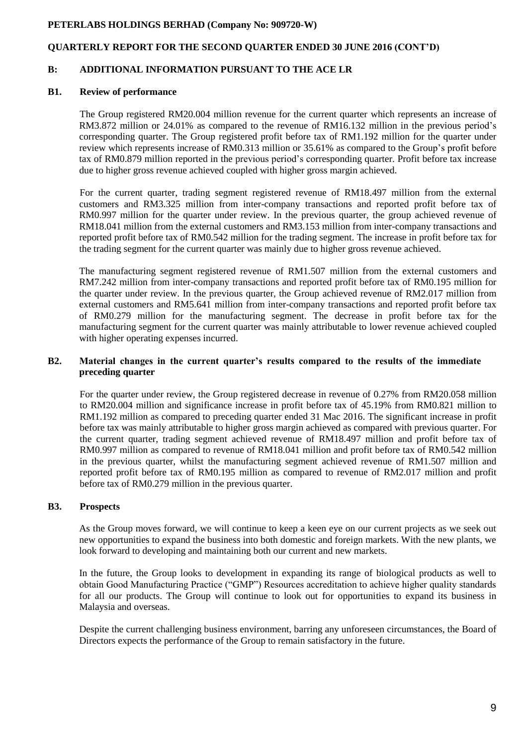**PETERLABS HOLDINGS BERHAD (Company No: 909720-W)**

**QUARTERLY REPORT FOR THE SECOND QUARTER ENDED 30 JUNE 2016 (CONT'D)**

## B: ADDITIONAL INFORMATION PURSUANT TO THE ACE LR

### B1. Review of performance

The Group registered RM20.004 million revenue for the current quarter which represents an increase of RM3.872 million or 24.01% as compared to the revenue of RM16.132 million in the previous period's corresponding quarter. The Group registered profit before tax of RM1.192 million for the quarter under review which represents increase of RM0.313 million or 35.61% as compared to the Group's profit before tax of RM0.879 million reported in the previous period's corresponding quarter. Profit before tax increase due to higher gross revenue achieved coupled with higher gross margin achieved.

For the current quarter, trading segment registered revenue of RM18.497 million from the external customers and RM3.325 million from inter-company transactions and reported profit before tax of RM0.997 million for the quarter under review. In the previous quarter, the group achieved revenue of RM18.041 million from the external customers and RM3.153 million from inter-company transactions and reported profit before tax of RM0.542 million for the trading segment. The increase in profit before tax for the trading segment for the current quarter was mainly due to higher gross revenue achieved.

The manufacturing segment registered revenue of RM1.507 million from the external customers and RM7.242 million from inter-company transactions and reported profit before tax of RM0.195 million for the quarter under review. In the previous quarter, the Group achieved revenue of RM2.017 million from external customers and RM5.641 million from inter-company transactions and reported profit before tax of RM0.279 million for the manufacturing segment. The decrease in profit before tax for the manufacturing segment for the current quarter was mainly attributable to lower revenue achieved coupled with higher operating expenses incurred.

### B2. Material changes in the current quarter's results compared to the results of the immediate preceding quarter

For the quarter under review, the Group registered decrease in revenue of 0.27% from RM20.058 million to RM20.004 million and significance increase in profit before tax of 45.19% from RM0.821 million to RM1.192 million as compared to preceding quarter ended 31 Mac 2016. The significant increase in profit before tax was mainly attributable to higher gross margin achieved as compared with previous quarter. For the current quarter, trading segment achieved revenue of RM18.497 million and profit before tax of RM0.997 million as compared to revenue of RM18.041 million and profit before tax of RM0.542 million in the previous quarter, whilst the manufacturing segment achieved revenue of RM1.507 million and reported profit before tax of RM0.195 million as compared to revenue of RM2.017 million and profit before tax of RM0.279 million in the previous quarter.

### B3. Prospects

As the Group moves forward, we will continue to keep a keen eye on our current projects as we seek out new opportunities to expand the business into both domestic and foreign markets. With the new plants, we look forward to developing and maintaining both our current and new markets.

In the future, the Group looks to development in expanding its range of biological products as well to obtain Good Manufacturing Practice ("GMP") Resources accreditation to achieve higher quality standards for all our products. The Group will continue to look out for opportunities to expand its business in Malaysia and overseas.

Despite the current challenging business environment, barring any unforeseen circumstances, the Board of Directors expects the performance of the Group to remain satisfactory in the future.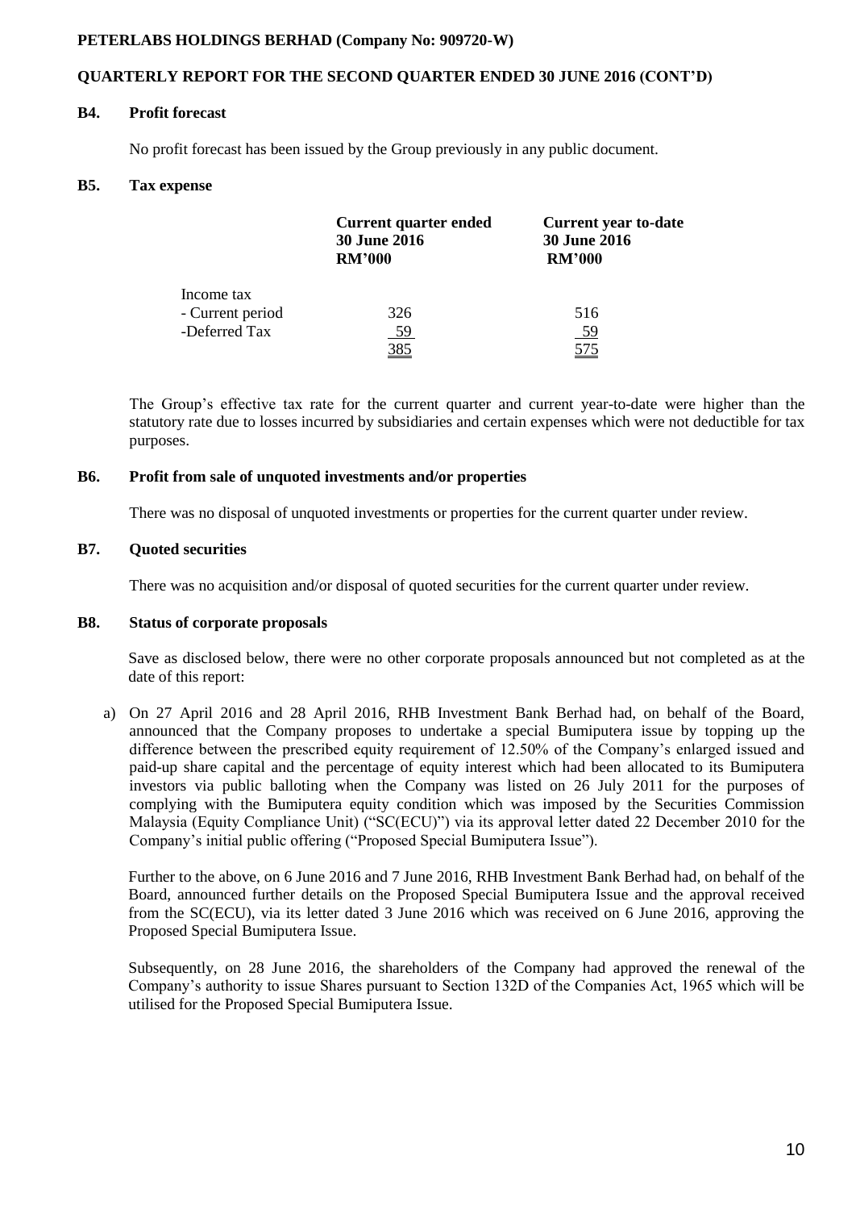**PETERLABS HOLDINGS BERHAD (Company No: 909720-W)**

**QUARTERLY REPORT FOR THE SECOND QUARTER ENDED 30 JUNE 2016 (CONT'D)**

## B4. Profit forecast

No profit forecast has been issued by the Group previously in any public document.

## B5. Tax expense

| | Current quarter ended 30 June 2016 RM'000 | Current year to-date 30 June 2016 RM'000 |
|---|---|---|
| Income tax | | |
| - Current period | 326 | 516 |
| -Deferred Tax | 59 | 59 |
| | 385 | 575 |

The Group's effective tax rate for the current quarter and current year-to-date were higher than the statutory rate due to losses incurred by subsidiaries and certain expenses which were not deductible for tax purposes.

## B6. Profit from sale of unquoted investments and/or properties

There was no disposal of unquoted investments or properties for the current quarter under review.

## B7. Quoted securities

There was no acquisition and/or disposal of quoted securities for the current quarter under review.

## B8. Status of corporate proposals

Save as disclosed below, there were no other corporate proposals announced but not completed as at the date of this report:

a) On 27 April 2016 and 28 April 2016, RHB Investment Bank Berhad had, on behalf of the Board, announced that the Company proposes to undertake a special Bumiputera issue by topping up the difference between the prescribed equity requirement of 12.50% of the Company's enlarged issued and paid-up share capital and the percentage of equity interest which had been allocated to its Bumiputera investors via public balloting when the Company was listed on 26 July 2011 for the purposes of complying with the Bumiputera equity condition which was imposed by the Securities Commission Malaysia (Equity Compliance Unit) ("SC(ECU)") via its approval letter dated 22 December 2010 for the Company's initial public offering ("Proposed Special Bumiputera Issue").

Further to the above, on 6 June 2016 and 7 June 2016, RHB Investment Bank Berhad had, on behalf of the Board, announced further details on the Proposed Special Bumiputera Issue and the approval received from the SC(ECU), via its letter dated 3 June 2016 which was received on 6 June 2016, approving the Proposed Special Bumiputera Issue.

Subsequently, on 28 June 2016, the shareholders of the Company had approved the renewal of the Company's authority to issue Shares pursuant to Section 132D of the Companies Act, 1965 which will be utilised for the Proposed Special Bumiputera Issue.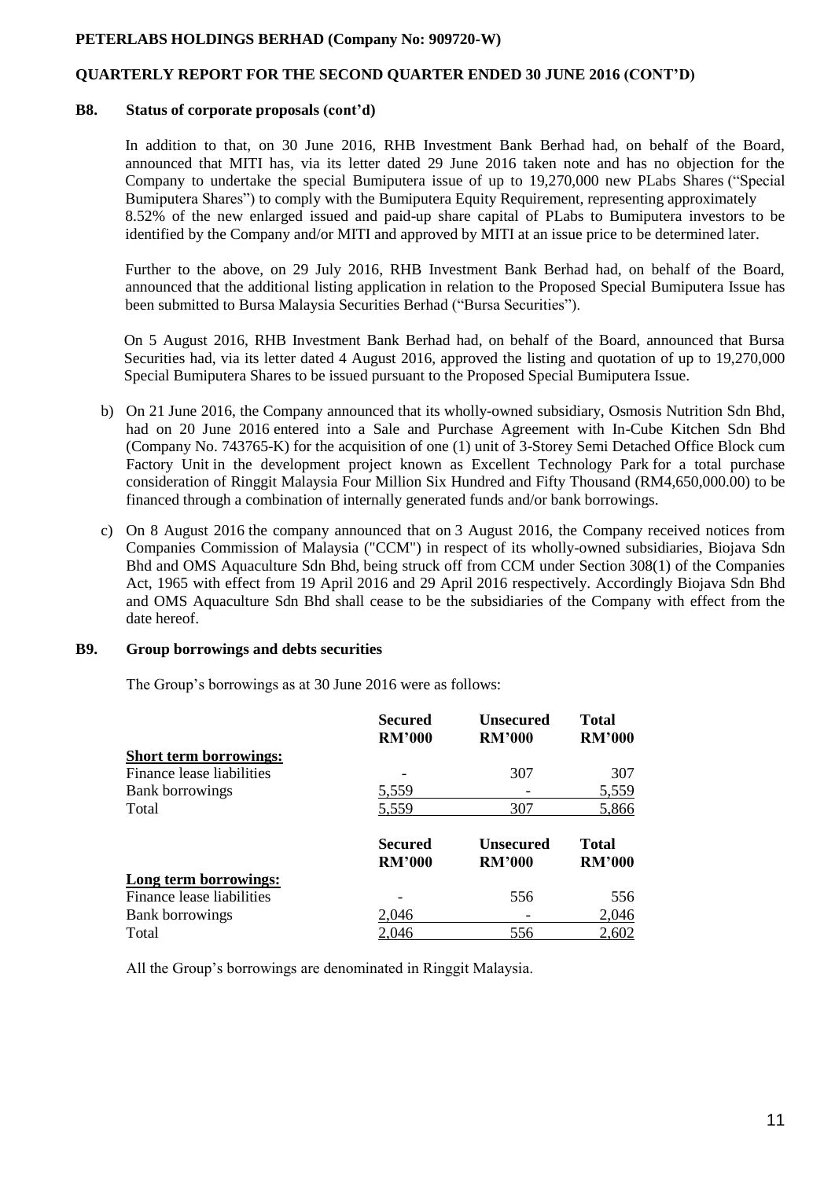**PETERLABS HOLDINGS BERHAD (Company No: 909720-W)**

**QUARTERLY REPORT FOR THE SECOND QUARTER ENDED 30 JUNE 2016 (CONT'D)**

**B8. Status of corporate proposals (cont'd)**

In addition to that, on 30 June 2016, RHB Investment Bank Berhad had, on behalf of the Board, announced that MITI has, via its letter dated 29 June 2016 taken note and has no objection for the Company to undertake the special Bumiputera issue of up to 19,270,000 new PLabs Shares ("Special Bumiputera Shares") to comply with the Bumiputera Equity Requirement, representing approximately 8.52% of the new enlarged issued and paid-up share capital of PLabs to Bumiputera investors to be identified by the Company and/or MITI and approved by MITI at an issue price to be determined later.

Further to the above, on 29 July 2016, RHB Investment Bank Berhad had, on behalf of the Board, announced that the additional listing application in relation to the Proposed Special Bumiputera Issue has been submitted to Bursa Malaysia Securities Berhad ("Bursa Securities").

On 5 August 2016, RHB Investment Bank Berhad had, on behalf of the Board, announced that Bursa Securities had, via its letter dated 4 August 2016, approved the listing and quotation of up to 19,270,000 Special Bumiputera Shares to be issued pursuant to the Proposed Special Bumiputera Issue.

b) On 21 June 2016, the Company announced that its wholly-owned subsidiary, Osmosis Nutrition Sdn Bhd, had on 20 June 2016 entered into a Sale and Purchase Agreement with In-Cube Kitchen Sdn Bhd (Company No. 743765-K) for the acquisition of one (1) unit of 3-Storey Semi Detached Office Block cum Factory Unit in the development project known as Excellent Technology Park for a total purchase consideration of Ringgit Malaysia Four Million Six Hundred and Fifty Thousand (RM4,650,000.00) to be financed through a combination of internally generated funds and/or bank borrowings.

c) On 8 August 2016 the company announced that on 3 August 2016, the Company received notices from Companies Commission of Malaysia ("CCM") in respect of its wholly-owned subsidiaries, Biojava Sdn Bhd and OMS Aquaculture Sdn Bhd, being struck off from CCM under Section 308(1) of the Companies Act, 1965 with effect from 19 April 2016 and 29 April 2016 respectively. Accordingly Biojava Sdn Bhd and OMS Aquaculture Sdn Bhd shall cease to be the subsidiaries of the Company with effect from the date hereof.

**B9. Group borrowings and debts securities**

The Group's borrowings as at 30 June 2016 were as follows:

| | Secured RM'000 | Unsecured RM'000 | Total RM'000 |
|---|---|---|---|
| **Short term borrowings:** | | | |
| Finance lease liabilities | - | 307 | 307 |
| Bank borrowings | 5,559 | - | 5,559 |
| Total | 5,559 | 307 | 5,866 |

| | Secured RM'000 | Unsecured RM'000 | Total RM'000 |
|---|---|---|---|
| **Long term borrowings:** | | | |
| Finance lease liabilities | - | 556 | 556 |
| Bank borrowings | 2,046 | - | 2,046 |
| Total | 2,046 | 556 | 2,602 |

All the Group's borrowings are denominated in Ringgit Malaysia.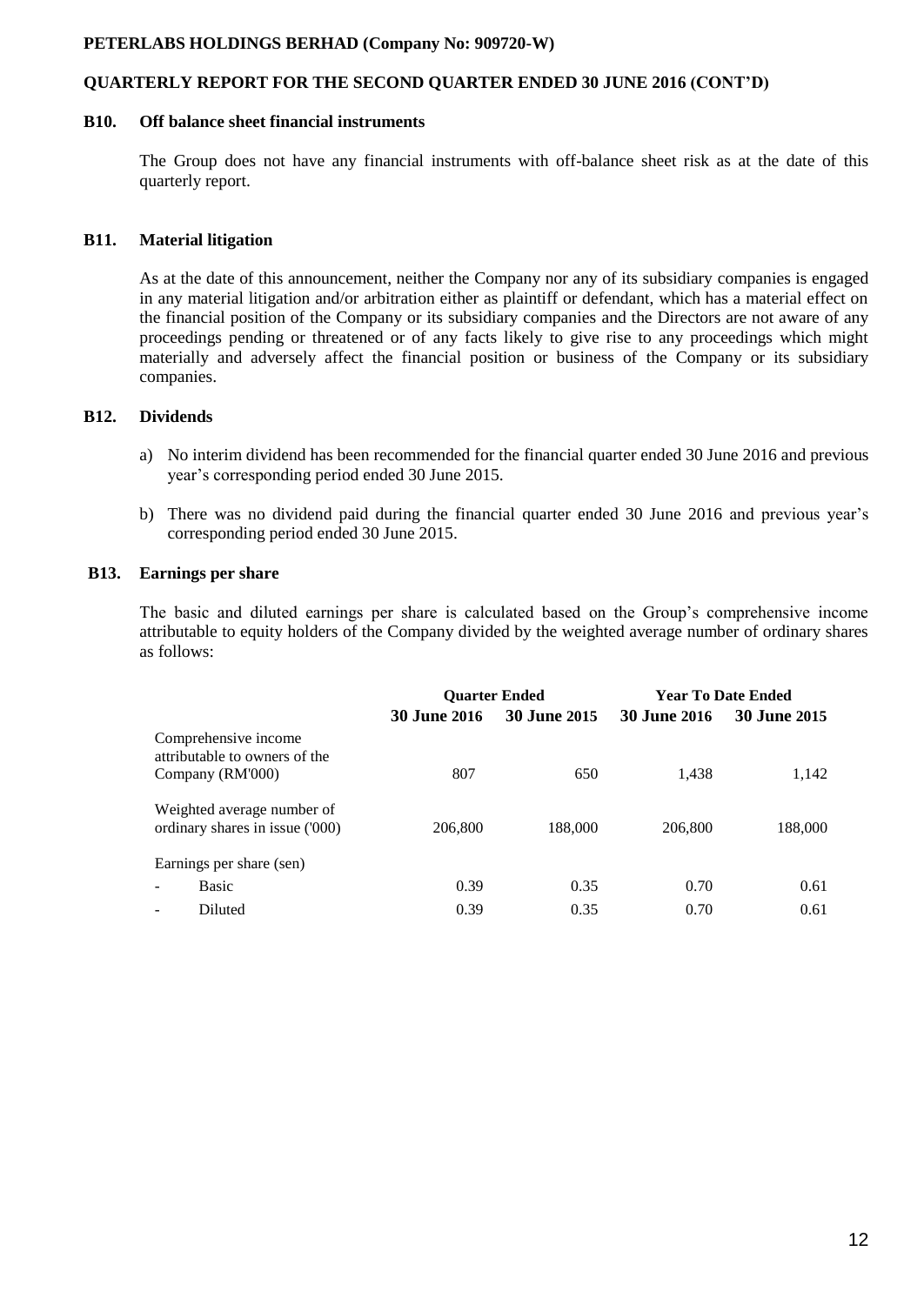### B10. Off balance sheet financial instruments

The Group does not have any financial instruments with off-balance sheet risk as at the date of this quarterly report.

### B11. Material litigation

As at the date of this announcement, neither the Company nor any of its subsidiary companies is engaged in any material litigation and/or arbitration either as plaintiff or defendant, which has a material effect on the financial position of the Company or its subsidiary companies and the Directors are not aware of any proceedings pending or threatened or of any facts likely to give rise to any proceedings which might materially and adversely affect the financial position or business of the Company or its subsidiary companies.

### B12. Dividends

a) No interim dividend has been recommended for the financial quarter ended 30 June 2016 and previous year's corresponding period ended 30 June 2015.

b) There was no dividend paid during the financial quarter ended 30 June 2016 and previous year's corresponding period ended 30 June 2015.

### B13. Earnings per share

The basic and diluted earnings per share is calculated based on the Group's comprehensive income attributable to equity holders of the Company divided by the weighted average number of ordinary shares as follows:

| | Quarter Ended | | Year To Date Ended | |
|---|---|---|---|---|
| | **30 June 2016** | **30 June 2015** | **30 June 2016** | **30 June 2015** |
| Comprehensive income attributable to owners of the Company (RM'000) | 807 | 650 | 1,438 | 1,142 |
| Weighted average number of ordinary shares in issue ('000) | 206,800 | 188,000 | 206,800 | 188,000 |
| Earnings per share (sen) | | | | |
| - Basic | 0.39 | 0.35 | 0.70 | 0.61 |
| - Diluted | 0.39 | 0.35 | 0.70 | 0.61 |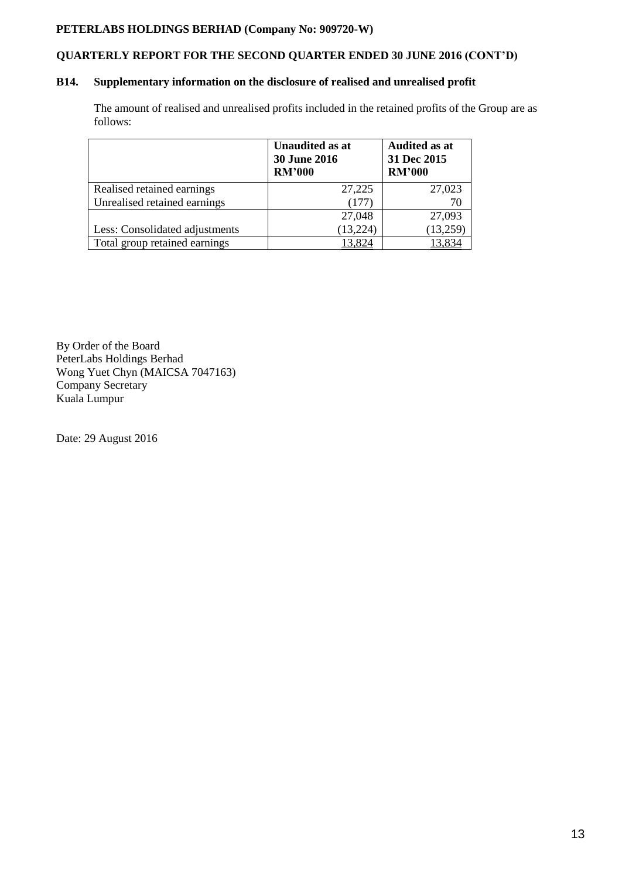**PETERLABS HOLDINGS BERHAD (Company No: 909720-W)**

**QUARTERLY REPORT FOR THE SECOND QUARTER ENDED 30 JUNE 2016 (CONT'D)**

### B14. Supplementary information on the disclosure of realised and unrealised profit

The amount of realised and unrealised profits included in the retained profits of the Group are as follows:

| | Unaudited as at 30 June 2016 RM'000 | Audited as at 31 Dec 2015 RM'000 |
|---|---|---|
| Realised retained earnings | 27,225 | 27,023 |
| Unrealised retained earnings | (177) | 70 |
| | 27,048 | 27,093 |
| Less: Consolidated adjustments | (13,224) | (13,259) |
| Total group retained earnings | 13,824 | 13,834 |

By Order of the Board
PeterLabs Holdings Berhad
Wong Yuet Chyn (MAICSA 7047163)
Company Secretary
Kuala Lumpur

Date: 29 August 2016